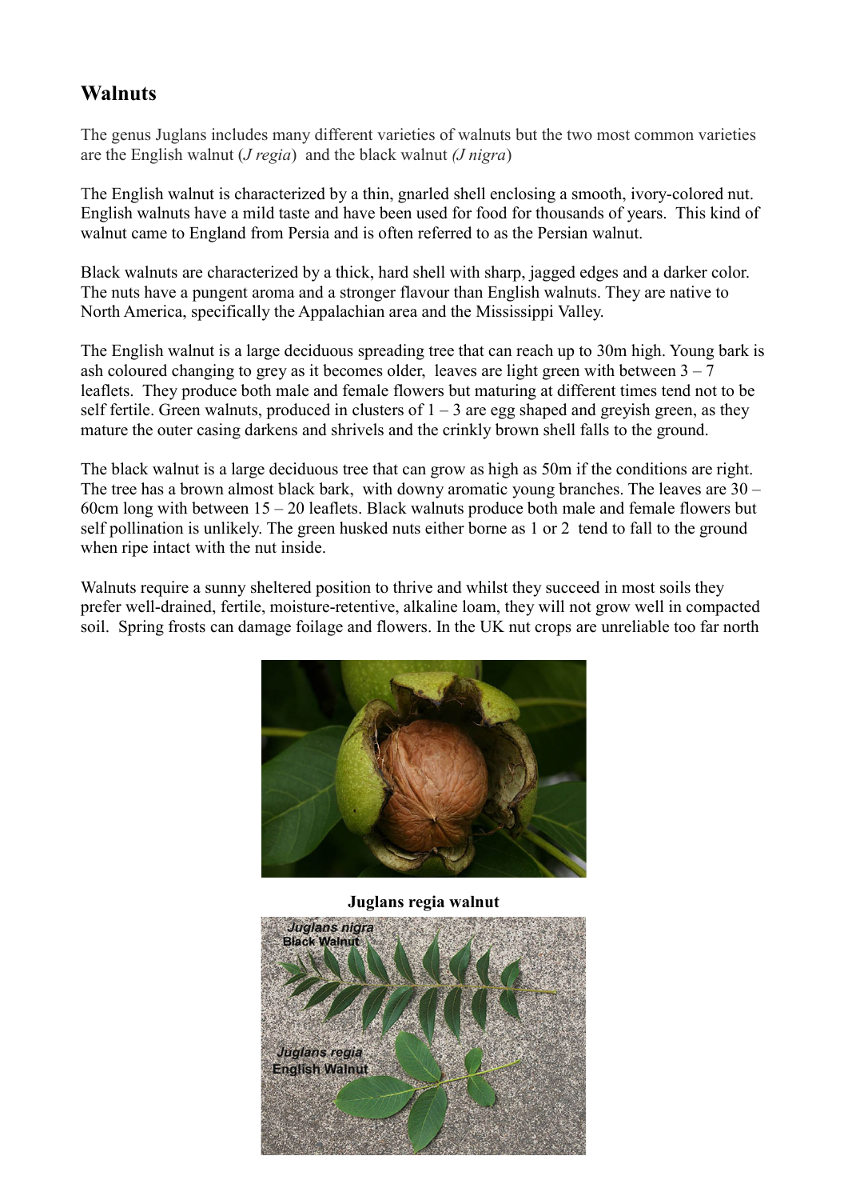# Walnuts

The genus Juglans includes many different varieties of walnuts but the two most common varieties are the English walnut (*J regia*) and the black walnut *(J nigra*)

The English walnut is characterized by a thin, gnarled shell enclosing a smooth, ivory-colored nut. English walnuts have a mild taste and have been used for food for thousands of years. This kind of walnut came to England from Persia and is often referred to as the Persian walnut.

Black walnuts are characterized by a thick, hard shell with sharp, jagged edges and a darker color. The nuts have a pungent aroma and a stronger flavour than English walnuts. They are native to North America, specifically the Appalachian area and the Mississippi Valley.

The English walnut is a large deciduous spreading tree that can reach up to 30m high. Young bark is ash coloured changing to grey as it becomes older, leaves are light green with between 3 – 7 leaflets. They produce both male and female flowers but maturing at different times tend not to be self fertile. Green walnuts, produced in clusters of 1 – 3 are egg shaped and greyish green, as they mature the outer casing darkens and shrivels and the crinkly brown shell falls to the ground.

The black walnut is a large deciduous tree that can grow as high as 50m if the conditions are right. The tree has a brown almost black bark, with downy aromatic young branches. The leaves are 30 – 60cm long with between 15 – 20 leaflets. Black walnuts produce both male and female flowers but self pollination is unlikely. The green husked nuts either borne as 1 or 2 tend to fall to the ground when ripe intact with the nut inside.

Walnuts require a sunny sheltered position to thrive and whilst they succeed in most soils they prefer well-drained, fertile, moisture-retentive, alkaline loam, they will not grow well in compacted soil. Spring frosts can damage foilage and flowers. In the UK nut crops are unreliable too far north

**Juglans regia walnut**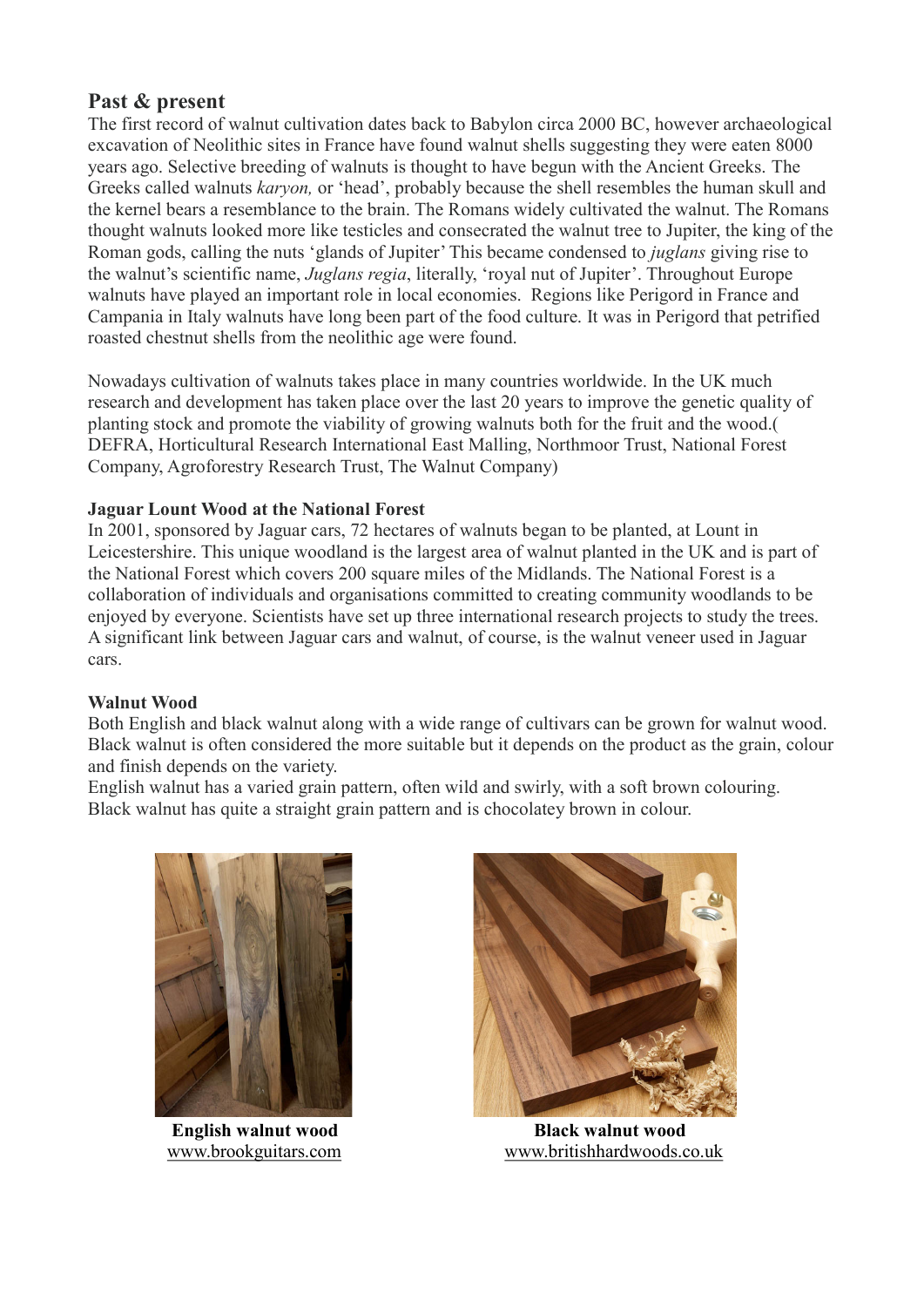## Past & present

The first record of walnut cultivation dates back to Babylon circa 2000 BC, however archaeological excavation of Neolithic sites in France have found walnut shells suggesting they were eaten 8000 years ago. Selective breeding of walnuts is thought to have begun with the Ancient Greeks. The Greeks called walnuts *karyon,* or 'head', probably because the shell resembles the human skull and the kernel bears a resemblance to the brain. The Romans widely cultivated the walnut. The Romans thought walnuts looked more like testicles and consecrated the walnut tree to Jupiter, the king of the Roman gods, calling the nuts 'glands of Jupiter' This became condensed to *juglans* giving rise to the walnut's scientific name, *Juglans regia*, literally, 'royal nut of Jupiter'. Throughout Europe walnuts have played an important role in local economies. Regions like Perigord in France and Campania in Italy walnuts have long been part of the food culture. It was in Perigord that petrified roasted chestnut shells from the neolithic age were found.

Nowadays cultivation of walnuts takes place in many countries worldwide. In the UK much research and development has taken place over the last 20 years to improve the genetic quality of planting stock and promote the viability of growing walnuts both for the fruit and the wood.( DEFRA, Horticultural Research International East Malling, Northmoor Trust, National Forest Company, Agroforestry Research Trust, The Walnut Company)

### Jaguar Lount Wood at the National Forest

In 2001, sponsored by Jaguar cars, 72 hectares of walnuts began to be planted, at Lount in Leicestershire. This unique woodland is the largest area of walnut planted in the UK and is part of the National Forest which covers 200 square miles of the Midlands. The National Forest is a collaboration of individuals and organisations committed to creating community woodlands to be enjoyed by everyone. Scientists have set up three international research projects to study the trees. A significant link between Jaguar cars and walnut, of course, is the walnut veneer used in Jaguar cars.

### Walnut Wood

Both English and black walnut along with a wide range of cultivars can be grown for walnut wood. Black walnut is often considered the more suitable but it depends on the product as the grain, colour and finish depends on the variety.
English walnut has a varied grain pattern, often wild and swirly, with a soft brown colouring.
Black walnut has quite a straight grain pattern and is chocolatey brown in colour.

**English walnut wood**
www.brookguitars.com

**Black walnut wood**
www.britishhardwoods.co.uk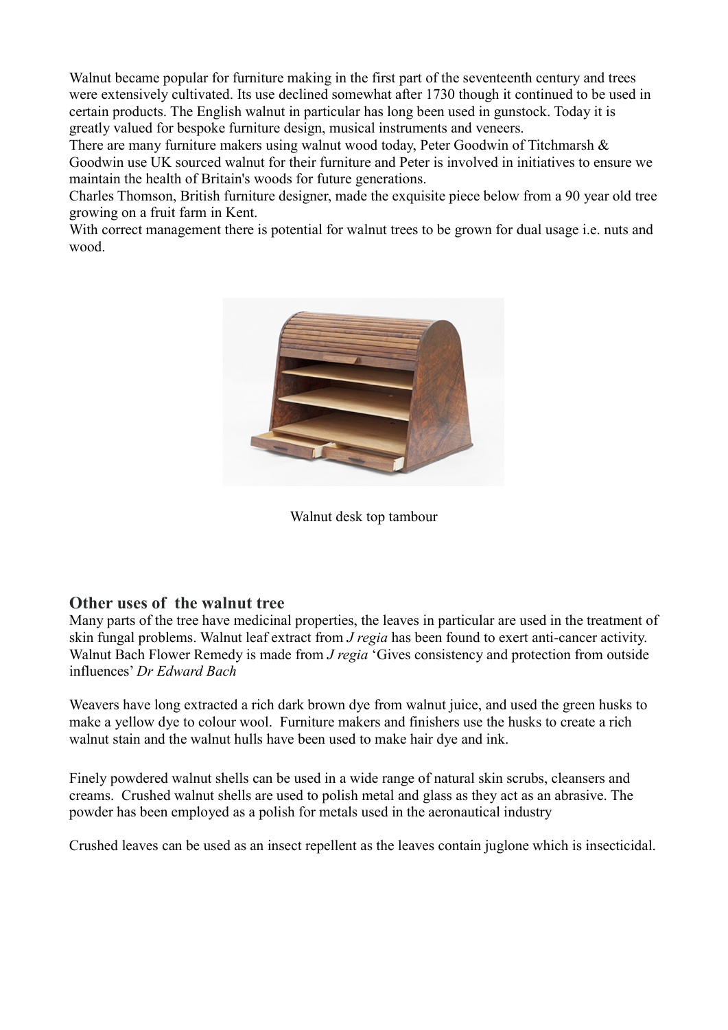Walnut became popular for furniture making in the first part of the seventeenth century and trees were extensively cultivated. Its use declined somewhat after 1730 though it continued to be used in certain products. The English walnut in particular has long been used in gunstock. Today it is greatly valued for bespoke furniture design, musical instruments and veneers.

There are many furniture makers using walnut wood today, Peter Goodwin of Titchmarsh & Goodwin use UK sourced walnut for their furniture and Peter is involved in initiatives to ensure we maintain the health of Britain's woods for future generations.

Charles Thomson, British furniture designer, made the exquisite piece below from a 90 year old tree growing on a fruit farm in Kent.

With correct management there is potential for walnut trees to be grown for dual usage i.e. nuts and wood.

Walnut desk top tambour

## Other uses of the walnut tree

Many parts of the tree have medicinal properties, the leaves in particular are used in the treatment of skin fungal problems. Walnut leaf extract from *J regia* has been found to exert anti-cancer activity. Walnut Bach Flower Remedy is made from *J regia* 'Gives consistency and protection from outside influences' *Dr Edward Bach*

Weavers have long extracted a rich dark brown dye from walnut juice, and used the green husks to make a yellow dye to colour wool. Furniture makers and finishers use the husks to create a rich walnut stain and the walnut hulls have been used to make hair dye and ink.

Finely powdered walnut shells can be used in a wide range of natural skin scrubs, cleansers and creams. Crushed walnut shells are used to polish metal and glass as they act as an abrasive. The powder has been employed as a polish for metals used in the aeronautical industry

Crushed leaves can be used as an insect repellent as the leaves contain juglone which is insecticidal.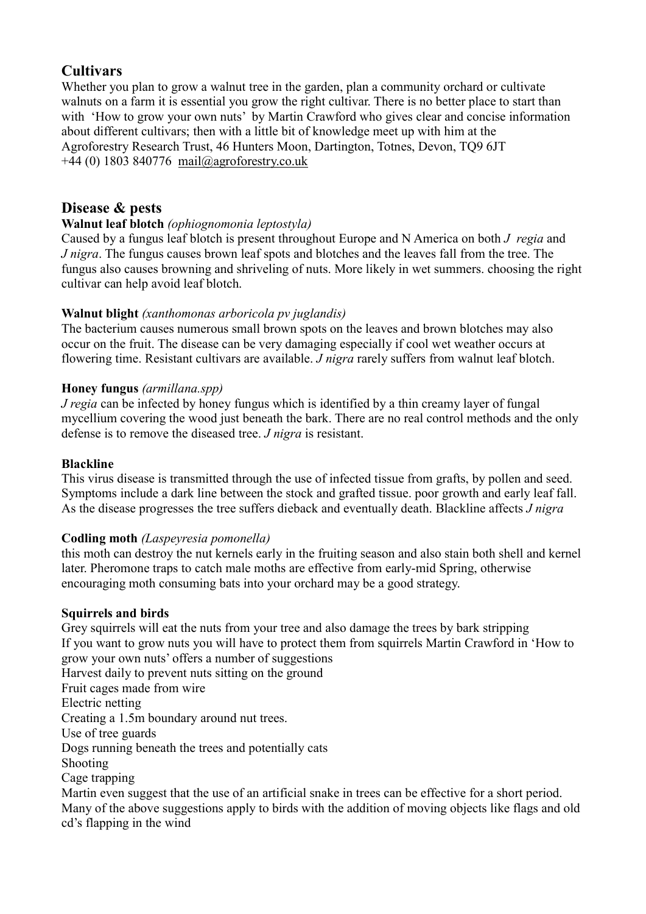## Cultivars

Whether you plan to grow a walnut tree in the garden, plan a community orchard or cultivate walnuts on a farm it is essential you grow the right cultivar. There is no better place to start than with 'How to grow your own nuts' by Martin Crawford who gives clear and concise information about different cultivars; then with a little bit of knowledge meet up with him at the Agroforestry Research Trust, 46 Hunters Moon, Dartington, Totnes, Devon, TQ9 6JT +44 (0) 1803 840776 mail@agroforestry.co.uk

## Disease & pests

**Walnut leaf blotch** *(ophiognomonia leptostyla)*

Caused by a fungus leaf blotch is present throughout Europe and N America on both *J regia* and *J nigra*. The fungus causes brown leaf spots and blotches and the leaves fall from the tree. The fungus also causes browning and shriveling of nuts. More likely in wet summers. choosing the right cultivar can help avoid leaf blotch.

**Walnut blight** *(xanthomonas arboricola pv juglandis)*

The bacterium causes numerous small brown spots on the leaves and brown blotches may also occur on the fruit. The disease can be very damaging especially if cool wet weather occurs at flowering time. Resistant cultivars are available. *J nigra* rarely suffers from walnut leaf blotch.

**Honey fungus** *(armillana.spp)*

*J regia* can be infected by honey fungus which is identified by a thin creamy layer of fungal mycellium covering the wood just beneath the bark. There are no real control methods and the only defense is to remove the diseased tree. *J nigra* is resistant.

**Blackline**

This virus disease is transmitted through the use of infected tissue from grafts, by pollen and seed. Symptoms include a dark line between the stock and grafted tissue. poor growth and early leaf fall. As the disease progresses the tree suffers dieback and eventually death. Blackline affects *J nigra*

**Codling moth** *(Laspeyresia pomonella)*

this moth can destroy the nut kernels early in the fruiting season and also stain both shell and kernel later. Pheromone traps to catch male moths are effective from early-mid Spring, otherwise encouraging moth consuming bats into your orchard may be a good strategy.

**Squirrels and birds**

Grey squirrels will eat the nuts from your tree and also damage the trees by bark stripping
If you want to grow nuts you will have to protect them from squirrels Martin Crawford in 'How to grow your own nuts' offers a number of suggestions
Harvest daily to prevent nuts sitting on the ground
Fruit cages made from wire
Electric netting
Creating a 1.5m boundary around nut trees.
Use of tree guards
Dogs running beneath the trees and potentially cats
Shooting
Cage trapping
Martin even suggest that the use of an artificial snake in trees can be effective for a short period.
Many of the above suggestions apply to birds with the addition of moving objects like flags and old cd's flapping in the wind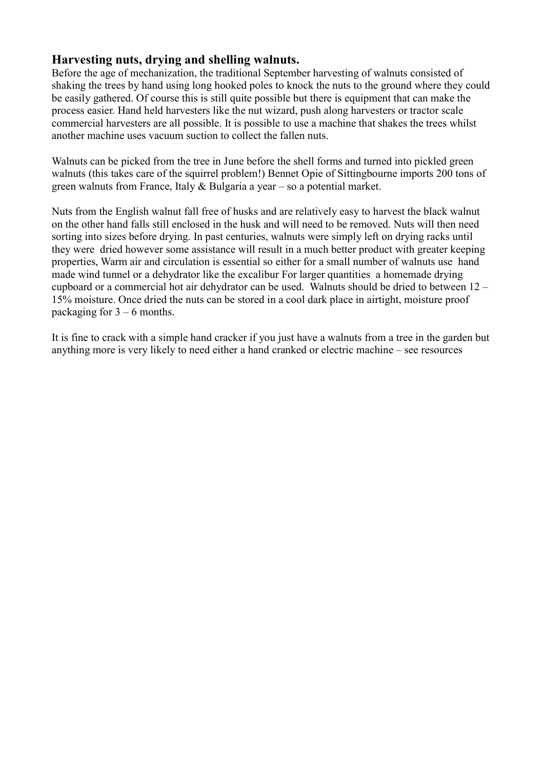## Harvesting nuts, drying and shelling walnuts.

Before the age of mechanization, the traditional September harvesting of walnuts consisted of shaking the trees by hand using long hooked poles to knock the nuts to the ground where they could be easily gathered. Of course this is still quite possible but there is equipment that can make the process easier. Hand held harvesters like the nut wizard, push along harvesters or tractor scale commercial harvesters are all possible. It is possible to use a machine that shakes the trees whilst another machine uses vacuum suction to collect the fallen nuts.

Walnuts can be picked from the tree in June before the shell forms and turned into pickled green walnuts (this takes care of the squirrel problem!) Bennet Opie of Sittingbourne imports 200 tons of green walnuts from France, Italy & Bulgaria a year – so a potential market.

Nuts from the English walnut fall free of husks and are relatively easy to harvest the black walnut on the other hand falls still enclosed in the husk and will need to be removed. Nuts will then need sorting into sizes before drying. In past centuries, walnuts were simply left on drying racks until they were dried however some assistance will result in a much better product with greater keeping properties, Warm air and circulation is essential so either for a small number of walnuts use hand made wind tunnel or a dehydrator like the excalibur For larger quantities a homemade drying cupboard or a commercial hot air dehydrator can be used. Walnuts should be dried to between 12 – 15% moisture. Once dried the nuts can be stored in a cool dark place in airtight, moisture proof packaging for 3 – 6 months.

It is fine to crack with a simple hand cracker if you just have a walnuts from a tree in the garden but anything more is very likely to need either a hand cranked or electric machine – see resources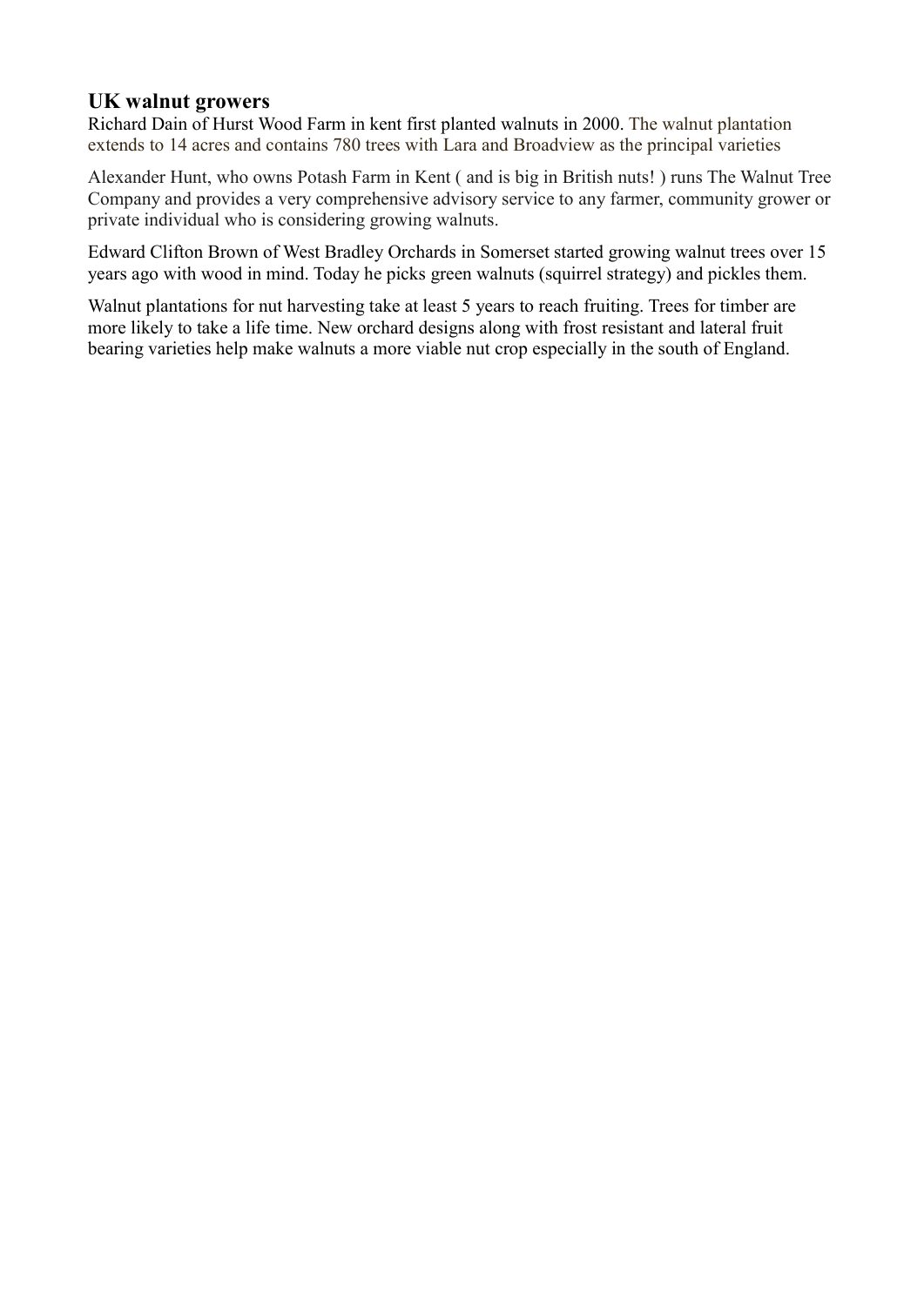## UK walnut growers

Richard Dain of Hurst Wood Farm in kent first planted walnuts in 2000. The walnut plantation extends to 14 acres and contains 780 trees with Lara and Broadview as the principal varieties

Alexander Hunt, who owns Potash Farm in Kent ( and is big in British nuts! ) runs The Walnut Tree Company and provides a very comprehensive advisory service to any farmer, community grower or private individual who is considering growing walnuts.

Edward Clifton Brown of West Bradley Orchards in Somerset started growing walnut trees over 15 years ago with wood in mind. Today he picks green walnuts (squirrel strategy) and pickles them.

Walnut plantations for nut harvesting take at least 5 years to reach fruiting. Trees for timber are more likely to take a life time. New orchard designs along with frost resistant and lateral fruit bearing varieties help make walnuts a more viable nut crop especially in the south of England.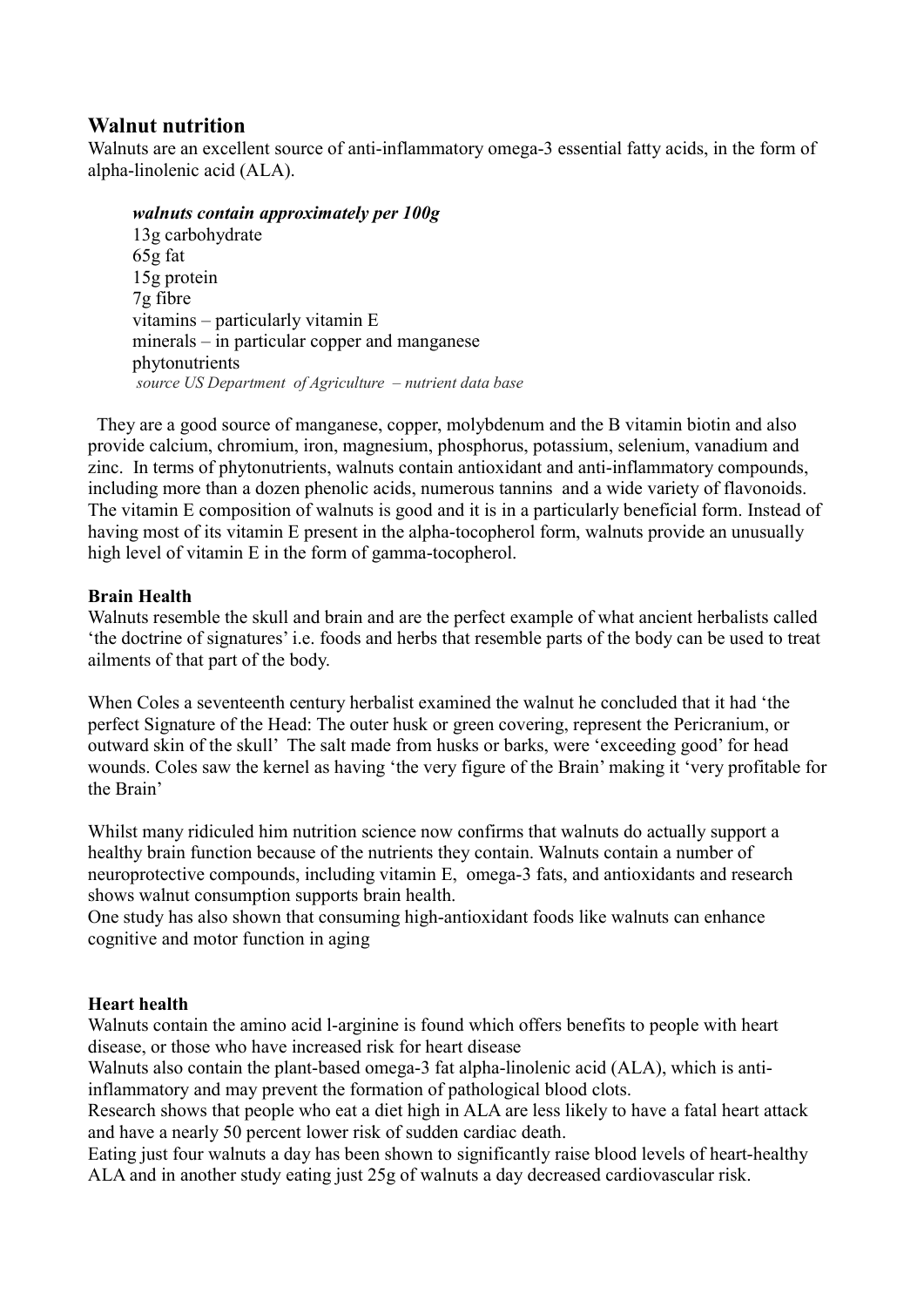## Walnut nutrition

Walnuts are an excellent source of anti-inflammatory omega-3 essential fatty acids, in the form of alpha-linolenic acid (ALA).

> ***walnuts contain approximately per 100g***
> 13g carbohydrate
> 65g fat
> 15g protein
> 7g fibre
> vitamins – particularly vitamin E
> minerals – in particular copper and manganese
> phytonutrients
> *source US Department of Agriculture – nutrient data base*

They are a good source of manganese, copper, molybdenum and the B vitamin biotin and also provide calcium, chromium, iron, magnesium, phosphorus, potassium, selenium, vanadium and zinc. In terms of phytonutrients, walnuts contain antioxidant and anti-inflammatory compounds, including more than a dozen phenolic acids, numerous tannins and a wide variety of flavonoids. The vitamin E composition of walnuts is good and it is in a particularly beneficial form. Instead of having most of its vitamin E present in the alpha-tocopherol form, walnuts provide an unusually high level of vitamin E in the form of gamma-tocopherol.

**Brain Health**

Walnuts resemble the skull and brain and are the perfect example of what ancient herbalists called 'the doctrine of signatures' i.e. foods and herbs that resemble parts of the body can be used to treat ailments of that part of the body.

When Coles a seventeenth century herbalist examined the walnut he concluded that it had 'the perfect Signature of the Head: The outer husk or green covering, represent the Pericranium, or outward skin of the skull' The salt made from husks or barks, were 'exceeding good' for head wounds. Coles saw the kernel as having 'the very figure of the Brain' making it 'very profitable for the Brain'

Whilst many ridiculed him nutrition science now confirms that walnuts do actually support a healthy brain function because of the nutrients they contain. Walnuts contain a number of neuroprotective compounds, including vitamin E, omega-3 fats, and antioxidants and research shows walnut consumption supports brain health.
One study has also shown that consuming high-antioxidant foods like walnuts can enhance cognitive and motor function in aging

**Heart health**

Walnuts contain the amino acid l-arginine is found which offers benefits to people with heart disease, or those who have increased risk for heart disease
Walnuts also contain the plant-based omega-3 fat alpha-linolenic acid (ALA), which is anti-inflammatory and may prevent the formation of pathological blood clots.
Research shows that people who eat a diet high in ALA are less likely to have a fatal heart attack and have a nearly 50 percent lower risk of sudden cardiac death.
Eating just four walnuts a day has been shown to significantly raise blood levels of heart-healthy ALA and in another study eating just 25g of walnuts a day decreased cardiovascular risk.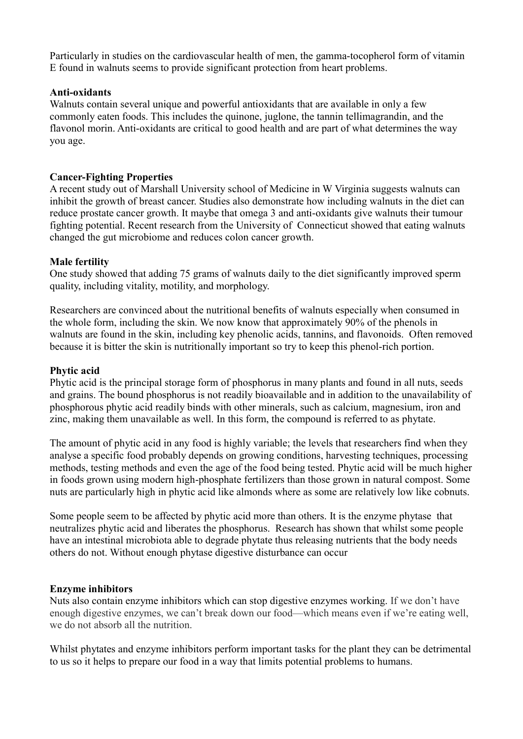Particularly in studies on the cardiovascular health of men, the gamma-tocopherol form of vitamin E found in walnuts seems to provide significant protection from heart problems.

**Anti-oxidants**

Walnuts contain several unique and powerful antioxidants that are available in only a few commonly eaten foods. This includes the quinone, juglone, the tannin tellimagrandin, and the flavonol morin. Anti-oxidants are critical to good health and are part of what determines the way you age.

**Cancer-Fighting Properties**

A recent study out of Marshall University school of Medicine in W Virginia suggests walnuts can inhibit the growth of breast cancer. Studies also demonstrate how including walnuts in the diet can reduce prostate cancer growth. It maybe that omega 3 and anti-oxidants give walnuts their tumour fighting potential. Recent research from the University of Connecticut showed that eating walnuts changed the gut microbiome and reduces colon cancer growth.

**Male fertility**

One study showed that adding 75 grams of walnuts daily to the diet significantly improved sperm quality, including vitality, motility, and morphology.

Researchers are convinced about the nutritional benefits of walnuts especially when consumed in the whole form, including the skin. We now know that approximately 90% of the phenols in walnuts are found in the skin, including key phenolic acids, tannins, and flavonoids. Often removed because it is bitter the skin is nutritionally important so try to keep this phenol-rich portion.

**Phytic acid**

Phytic acid is the principal storage form of phosphorus in many plants and found in all nuts, seeds and grains. The bound phosphorus is not readily bioavailable and in addition to the unavailability of phosphorous phytic acid readily binds with other minerals, such as calcium, magnesium, iron and zinc, making them unavailable as well. In this form, the compound is referred to as phytate.

The amount of phytic acid in any food is highly variable; the levels that researchers find when they analyse a specific food probably depends on growing conditions, harvesting techniques, processing methods, testing methods and even the age of the food being tested. Phytic acid will be much higher in foods grown using modern high-phosphate fertilizers than those grown in natural compost. Some nuts are particularly high in phytic acid like almonds where as some are relatively low like cobnuts.

Some people seem to be affected by phytic acid more than others. It is the enzyme phytase that neutralizes phytic acid and liberates the phosphorus. Research has shown that whilst some people have an intestinal microbiota able to degrade phytate thus releasing nutrients that the body needs others do not. Without enough phytase digestive disturbance can occur

**Enzyme inhibitors**

Nuts also contain enzyme inhibitors which can stop digestive enzymes working. If we don't have enough digestive enzymes, we can't break down our food—which means even if we're eating well, we do not absorb all the nutrition.

Whilst phytates and enzyme inhibitors perform important tasks for the plant they can be detrimental to us so it helps to prepare our food in a way that limits potential problems to humans.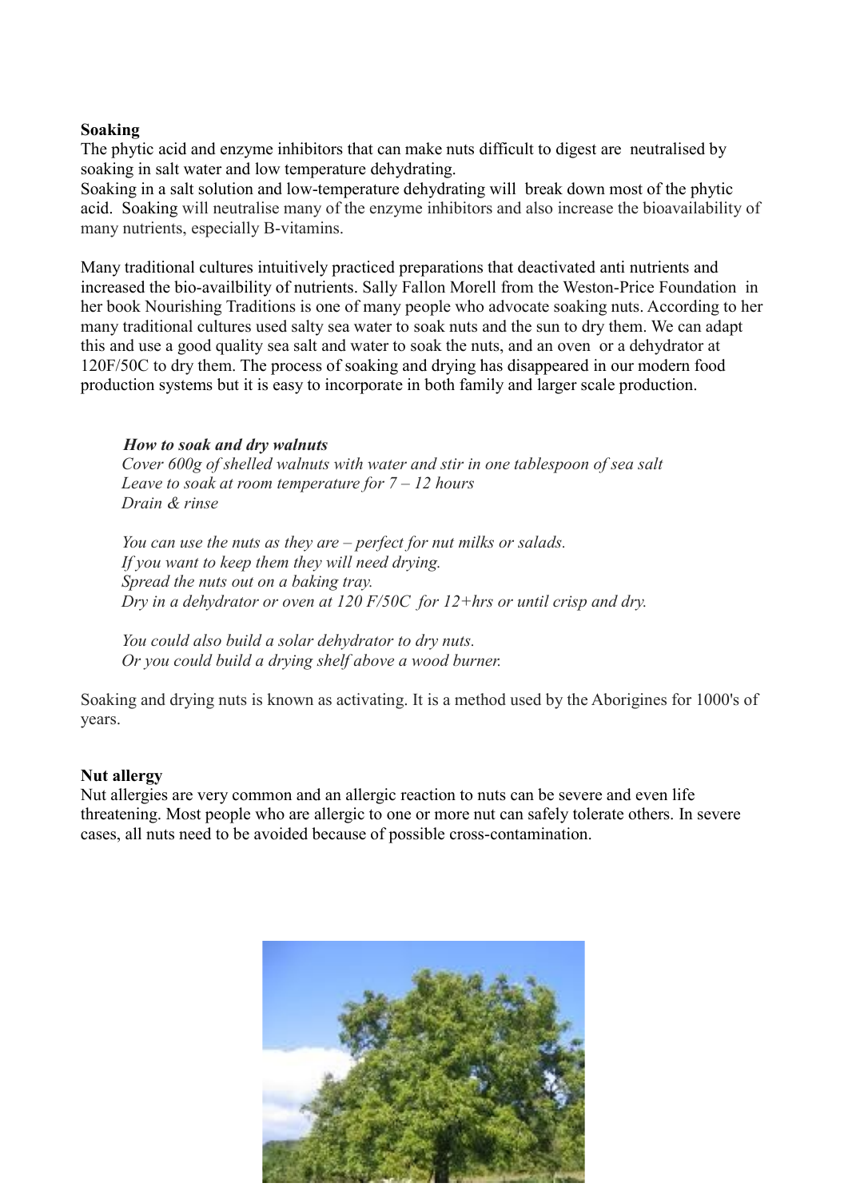**Soaking**

The phytic acid and enzyme inhibitors that can make nuts difficult to digest are neutralised by soaking in salt water and low temperature dehydrating.
Soaking in a salt solution and low-temperature dehydrating will break down most of the phytic acid. Soaking will neutralise many of the enzyme inhibitors and also increase the bioavailability of many nutrients, especially B-vitamins.

Many traditional cultures intuitively practiced preparations that deactivated anti nutrients and increased the bio-availbility of nutrients. Sally Fallon Morell from the Weston-Price Foundation in her book Nourishing Traditions is one of many people who advocate soaking nuts. According to her many traditional cultures used salty sea water to soak nuts and the sun to dry them. We can adapt this and use a good quality sea salt and water to soak the nuts, and an oven or a dehydrator at 120F/50C to dry them. The process of soaking and drying has disappeared in our modern food production systems but it is easy to incorporate in both family and larger scale production.

***How to soak and dry walnuts***

*Cover 600g of shelled walnuts with water and stir in one tablespoon of sea salt*
*Leave to soak at room temperature for 7 – 12 hours*
*Drain & rinse*

*You can use the nuts as they are – perfect for nut milks or salads.*
*If you want to keep them they will need drying.*
*Spread the nuts out on a baking tray.*
*Dry in a dehydrator or oven at 120 F/50C for 12+hrs or until crisp and dry.*

*You could also build a solar dehydrator to dry nuts.*
*Or you could build a drying shelf above a wood burner.*

Soaking and drying nuts is known as activating. It is a method used by the Aborigines for 1000's of years.

**Nut allergy**

Nut allergies are very common and an allergic reaction to nuts can be severe and even life threatening. Most people who are allergic to one or more nut can safely tolerate others. In severe cases, all nuts need to be avoided because of possible cross-contamination.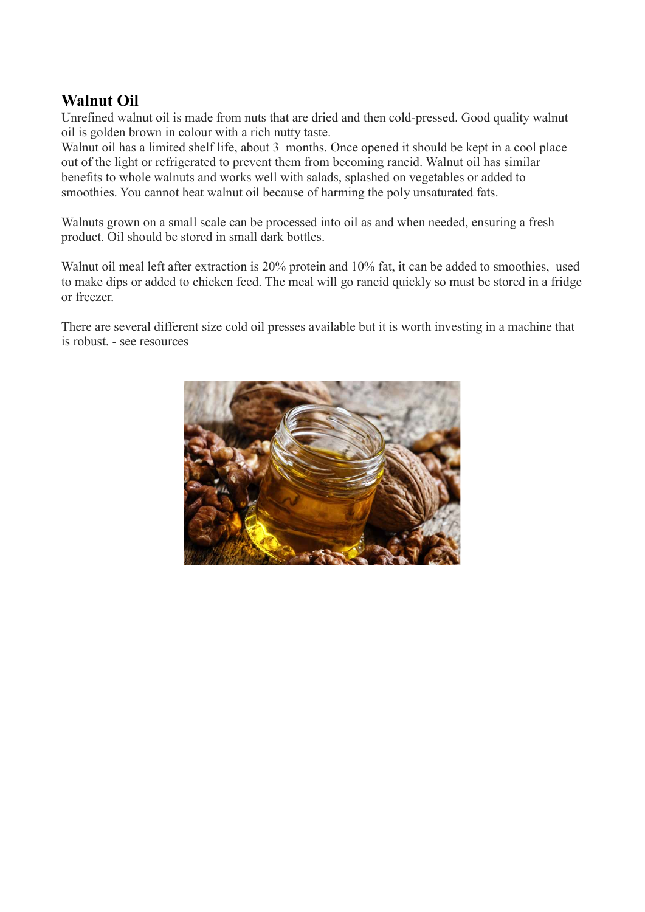## Walnut Oil

Unrefined walnut oil is made from nuts that are dried and then cold-pressed. Good quality walnut oil is golden brown in colour with a rich nutty taste.
Walnut oil has a limited shelf life, about 3 months. Once opened it should be kept in a cool place out of the light or refrigerated to prevent them from becoming rancid. Walnut oil has similar benefits to whole walnuts and works well with salads, splashed on vegetables or added to smoothies. You cannot heat walnut oil because of harming the poly unsaturated fats.

Walnuts grown on a small scale can be processed into oil as and when needed, ensuring a fresh product. Oil should be stored in small dark bottles.

Walnut oil meal left after extraction is 20% protein and 10% fat, it can be added to smoothies, used to make dips or added to chicken feed. The meal will go rancid quickly so must be stored in a fridge or freezer.

There are several different size cold oil presses available but it is worth investing in a machine that is robust. - see resources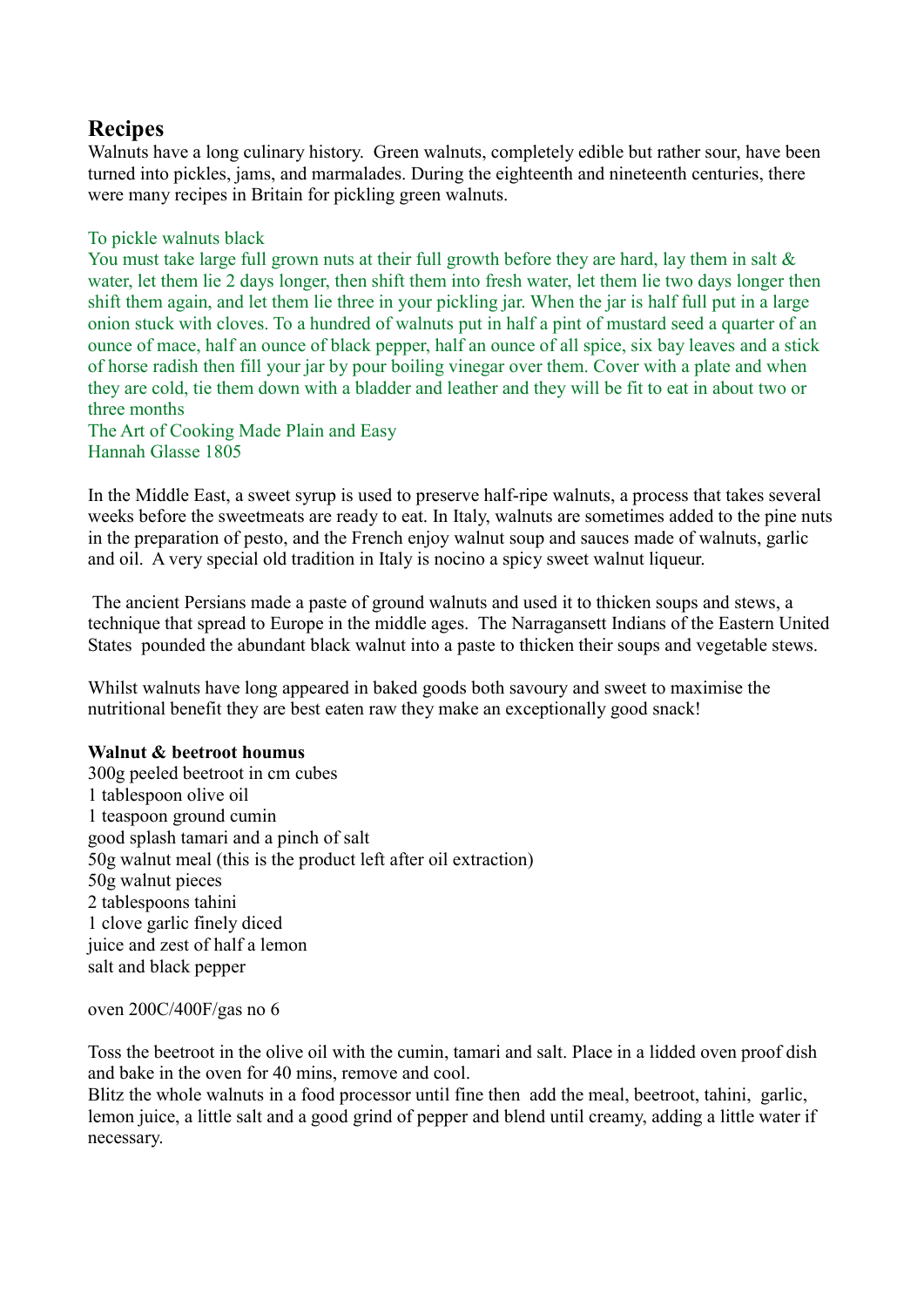## Recipes

Walnuts have a long culinary history. Green walnuts, completely edible but rather sour, have been turned into pickles, jams, and marmalades. During the eighteenth and nineteenth centuries, there were many recipes in Britain for pickling green walnuts.

To pickle walnuts black
You must take large full grown nuts at their full growth before they are hard, lay them in salt & water, let them lie 2 days longer, then shift them into fresh water, let them lie two days longer then shift them again, and let them lie three in your pickling jar. When the jar is half full put in a large onion stuck with cloves. To a hundred of walnuts put in half a pint of mustard seed a quarter of an ounce of mace, half an ounce of black pepper, half an ounce of all spice, six bay leaves and a stick of horse radish then fill your jar by pour boiling vinegar over them. Cover with a plate and when they are cold, tie them down with a bladder and leather and they will be fit to eat in about two or three months
The Art of Cooking Made Plain and Easy
Hannah Glasse 1805

In the Middle East, a sweet syrup is used to preserve half-ripe walnuts, a process that takes several weeks before the sweetmeats are ready to eat. In Italy, walnuts are sometimes added to the pine nuts in the preparation of pesto, and the French enjoy walnut soup and sauces made of walnuts, garlic and oil. A very special old tradition in Italy is nocino a spicy sweet walnut liqueur.

The ancient Persians made a paste of ground walnuts and used it to thicken soups and stews, a technique that spread to Europe in the middle ages. The Narragansett Indians of the Eastern United States pounded the abundant black walnut into a paste to thicken their soups and vegetable stews.

Whilst walnuts have long appeared in baked goods both savoury and sweet to maximise the nutritional benefit they are best eaten raw they make an exceptionally good snack!

**Walnut & beetroot houmus**

300g peeled beetroot in cm cubes
1 tablespoon olive oil
1 teaspoon ground cumin
good splash tamari and a pinch of salt
50g walnut meal (this is the product left after oil extraction)
50g walnut pieces
2 tablespoons tahini
1 clove garlic finely diced
juice and zest of half a lemon
salt and black pepper

oven 200C/400F/gas no 6

Toss the beetroot in the olive oil with the cumin, tamari and salt. Place in a lidded oven proof dish and bake in the oven for 40 mins, remove and cool.
Blitz the whole walnuts in a food processor until fine then add the meal, beetroot, tahini, garlic, lemon juice, a little salt and a good grind of pepper and blend until creamy, adding a little water if necessary.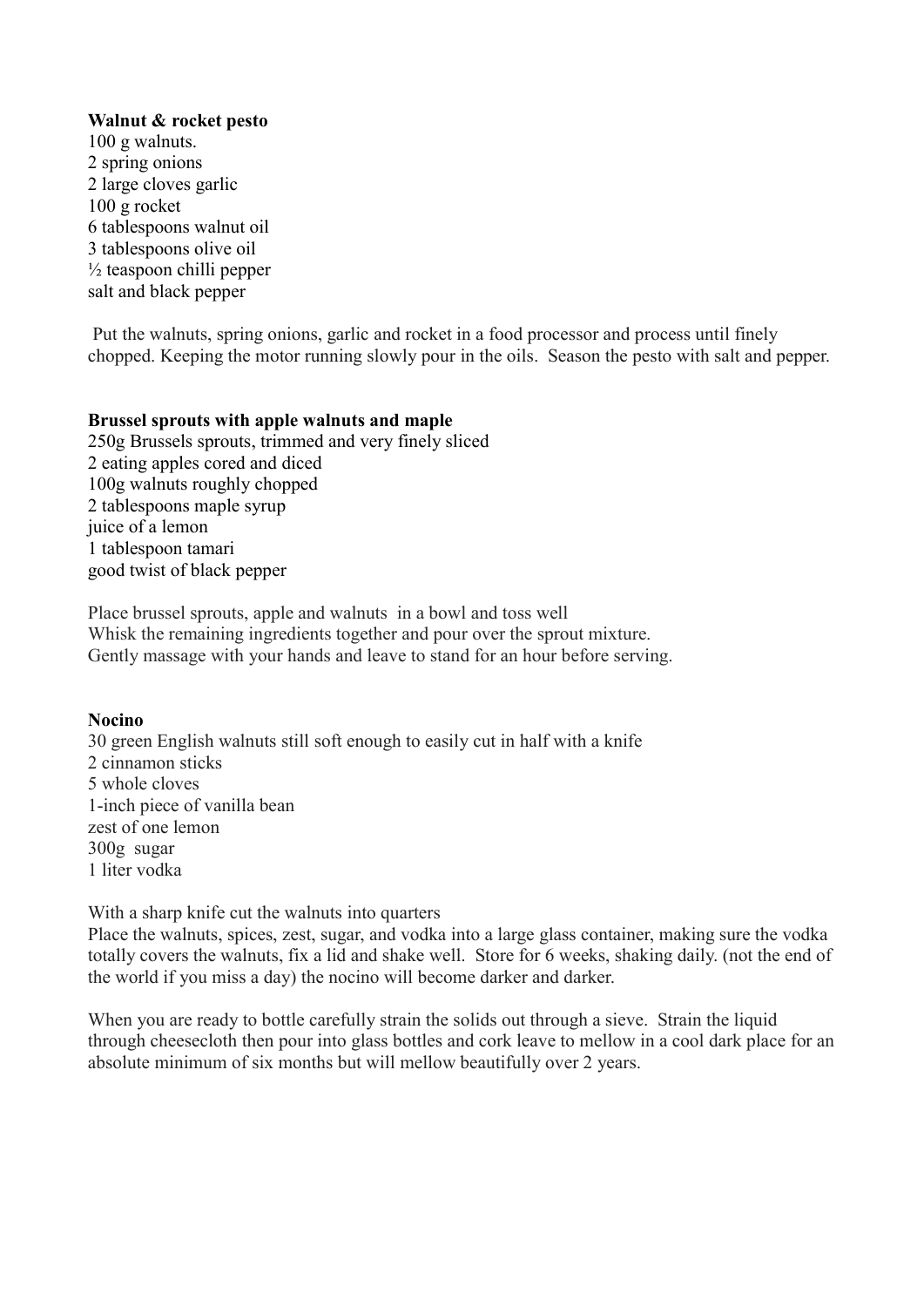**Walnut & rocket pesto**

100 g walnuts.
2 spring onions
2 large cloves garlic
100 g rocket
6 tablespoons walnut oil
3 tablespoons olive oil
½ teaspoon chilli pepper
salt and black pepper

Put the walnuts, spring onions, garlic and rocket in a food processor and process until finely chopped. Keeping the motor running slowly pour in the oils. Season the pesto with salt and pepper.

**Brussel sprouts with apple walnuts and maple**

250g Brussels sprouts, trimmed and very finely sliced
2 eating apples cored and diced
100g walnuts roughly chopped
2 tablespoons maple syrup
juice of a lemon
1 tablespoon tamari
good twist of black pepper

Place brussel sprouts, apple and walnuts in a bowl and toss well
Whisk the remaining ingredients together and pour over the sprout mixture.
Gently massage with your hands and leave to stand for an hour before serving.

**Nocino**

30 green English walnuts still soft enough to easily cut in half with a knife
2 cinnamon sticks
5 whole cloves
1-inch piece of vanilla bean
zest of one lemon
300g sugar
1 liter vodka

With a sharp knife cut the walnuts into quarters
Place the walnuts, spices, zest, sugar, and vodka into a large glass container, making sure the vodka totally covers the walnuts, fix a lid and shake well. Store for 6 weeks, shaking daily. (not the end of the world if you miss a day) the nocino will become darker and darker.

When you are ready to bottle carefully strain the solids out through a sieve. Strain the liquid through cheesecloth then pour into glass bottles and cork leave to mellow in a cool dark place for an absolute minimum of six months but will mellow beautifully over 2 years.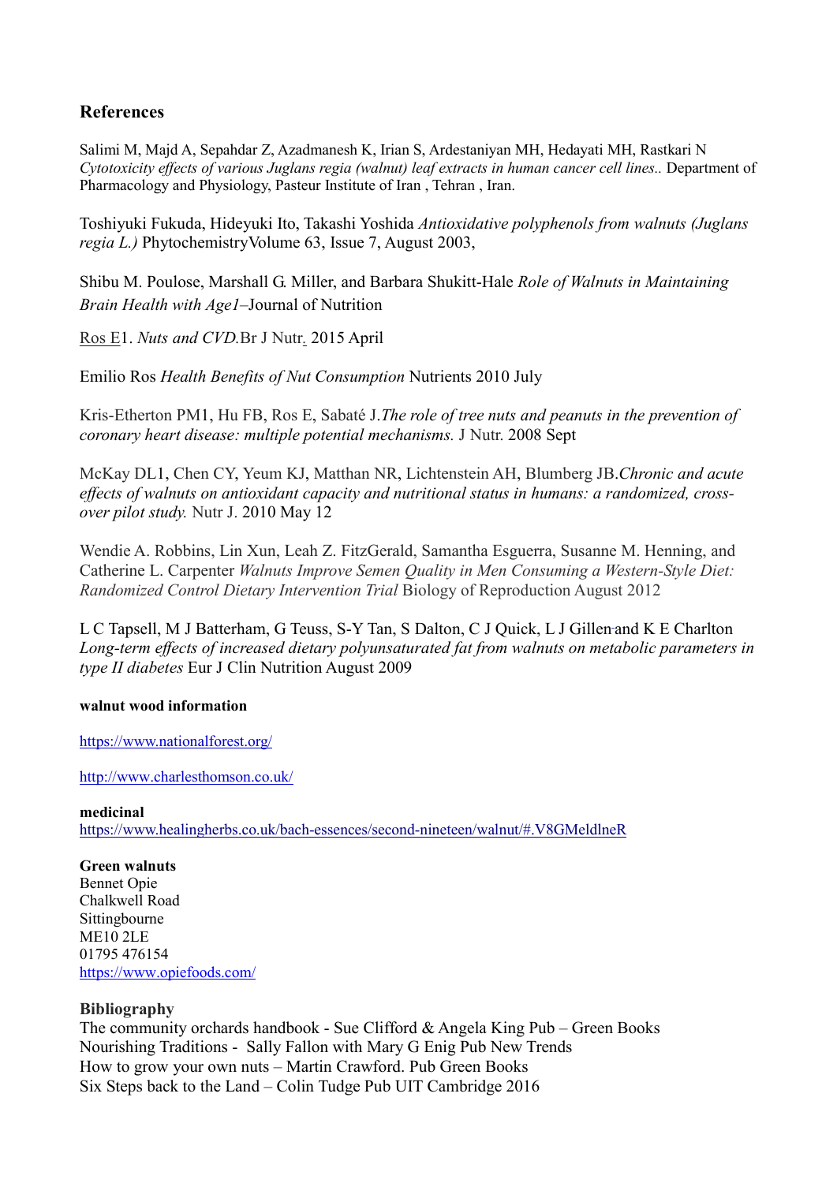## References

Salimi M, Majd A, Sepahdar Z, Azadmanesh K, Irian S, Ardestaniyan MH, Hedayati MH, Rastkari N *Cytotoxicity effects of various Juglans regia (walnut) leaf extracts in human cancer cell lines..* Department of Pharmacology and Physiology, Pasteur Institute of Iran , Tehran , Iran.

Toshiyuki Fukuda, Hideyuki Ito, Takashi Yoshida *Antioxidative polyphenols from walnuts (Juglans regia L.)* PhytochemistryVolume 63, Issue 7, August 2003,

Shibu M. Poulose, Marshall G. Miller, and Barbara Shukitt-Hale *Role of Walnuts in Maintaining Brain Health with Age1*–Journal of Nutrition

Ros E1. *Nuts and CVD.*Br J Nutr. 2015 April

Emilio Ros *Health Benefits of Nut Consumption* Nutrients 2010 July

Kris-Etherton PM1, Hu FB, Ros E, Sabaté J.*The role of tree nuts and peanuts in the prevention of coronary heart disease: multiple potential mechanisms.* J Nutr. 2008 Sept

McKay DL1, Chen CY, Yeum KJ, Matthan NR, Lichtenstein AH, Blumberg JB.*Chronic and acute effects of walnuts on antioxidant capacity and nutritional status in humans: a randomized, cross-over pilot study.* Nutr J. 2010 May 12

Wendie A. Robbins, Lin Xun, Leah Z. FitzGerald, Samantha Esguerra, Susanne M. Henning, and Catherine L. Carpenter *Walnuts Improve Semen Quality in Men Consuming a Western-Style Diet: Randomized Control Dietary Intervention Trial* Biology of Reproduction August 2012

L C Tapsell, M J Batterham, G Teuss, S-Y Tan, S Dalton, C J Quick, L J Gillen and K E Charlton *Long-term effects of increased dietary polyunsaturated fat from walnuts on metabolic parameters in type II diabetes* Eur J Clin Nutrition August 2009

**walnut wood information**

https://www.nationalforest.org/

http://www.charlesthomson.co.uk/

**medicinal**
https://www.healingherbs.co.uk/bach-essences/second-nineteen/walnut/#.V8GMeldlneR

**Green walnuts**
Bennet Opie
Chalkwell Road
Sittingbourne
ME10 2LE
01795 476154
https://www.opiefoods.com/

**Bibliography**
The community orchards handbook - Sue Clifford & Angela King Pub – Green Books
Nourishing Traditions - Sally Fallon with Mary G Enig Pub New Trends
How to grow your own nuts – Martin Crawford. Pub Green Books
Six Steps back to the Land – Colin Tudge Pub UIT Cambridge 2016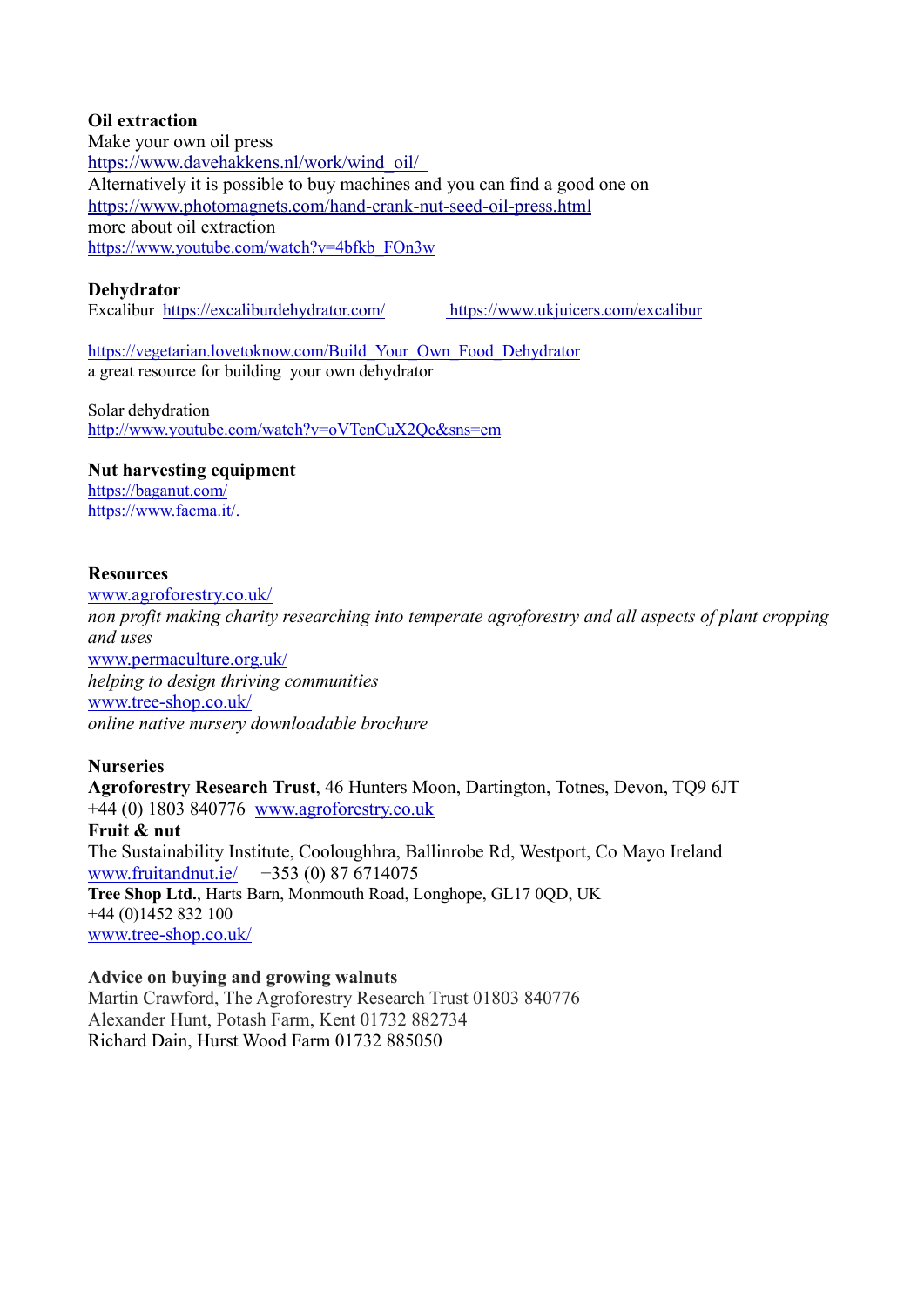**Oil extraction**

Make your own oil press

https://www.davehakkens.nl/work/wind_oil/

Alternatively it is possible to buy machines and you can find a good one on

https://www.photomagnets.com/hand-crank-nut-seed-oil-press.html

more about oil extraction

https://www.youtube.com/watch?v=4bfkb_FOn3w

**Dehydrator**

Excalibur https://excaliburdehydrator.com/ https://www.ukjuicers.com/excalibur

https://vegetarian.lovetoknow.com/Build_Your_Own_Food_Dehydrator

a great resource for building your own dehydrator

Solar dehydration

http://www.youtube.com/watch?v=oVTcnCuX2Qc&sns=em

**Nut harvesting equipment**

https://baganut.com/

https://www.facma.it/.

**Resources**

www.agroforestry.co.uk/

*non profit making charity researching into temperate agroforestry and all aspects of plant cropping and uses*

www.permaculture.org.uk/

*helping to design thriving communities*

www.tree-shop.co.uk/

*online native nursery downloadable brochure*

**Nurseries**

**Agroforestry Research Trust**, 46 Hunters Moon, Dartington, Totnes, Devon, TQ9 6JT

+44 (0) 1803 840776 www.agroforestry.co.uk

**Fruit & nut**

The Sustainability Institute, Cooloughhra, Ballinrobe Rd, Westport, Co Mayo Ireland

www.fruitandnut.ie/ +353 (0) 87 6714075

**Tree Shop Ltd.**, Harts Barn, Monmouth Road, Longhope, GL17 0QD, UK

+44 (0)1452 832 100

www.tree-shop.co.uk/

**Advice on buying and growing walnuts**

Martin Crawford, The Agroforestry Research Trust 01803 840776

Alexander Hunt, Potash Farm, Kent 01732 882734

Richard Dain, Hurst Wood Farm 01732 885050